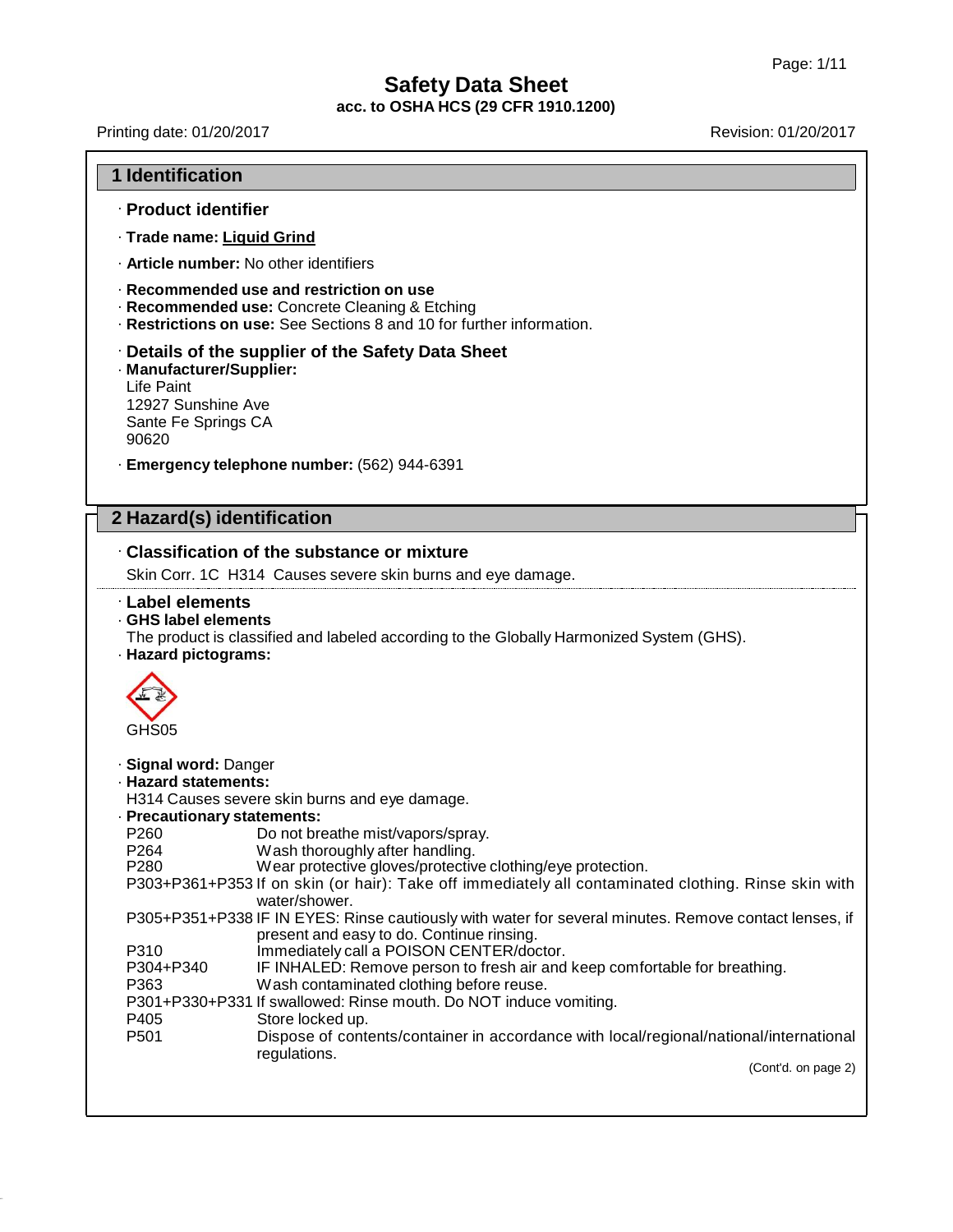# Safety Data Sheet

**acc. to OSHA HCS (29 CFR 1910.1200)**

Printing date: 01/20/2017 Revision: 01/20/2017

## 1 Identification

· **Product identifier**

· **Trade name: Liquid Grind**

· **Article number:** No other identifiers

· **Recommended use and restriction on use**
· **Recommended use:** Concrete Cleaning & Etching
· **Restrictions on use:** See Sections 8 and 10 for further information.

· **Details of the supplier of the Safety Data Sheet**
· **Manufacturer/Supplier:**
Life Paint
12927 Sunshine Ave
Sante Fe Springs CA
90620

· **Emergency telephone number:** (562) 944-6391

## 2 Hazard(s) identification

· **Classification of the substance or mixture**

Skin Corr. 1C H314 Causes severe skin burns and eye damage.

· **Label elements**
· **GHS label elements**
The product is classified and labeled according to the Globally Harmonized System (GHS).
· **Hazard pictograms:**

GHS05

· **Signal word:** Danger
· **Hazard statements:**
H314 Causes severe skin burns and eye damage.
· **Precautionary statements:**

| | |
|---|---|
| P260 | Do not breathe mist/vapors/spray. |
| P264 | Wash thoroughly after handling. |
| P280 | Wear protective gloves/protective clothing/eye protection. |
| P303+P361+P353 | If on skin (or hair): Take off immediately all contaminated clothing. Rinse skin with water/shower. |
| P305+P351+P338 | IF IN EYES: Rinse cautiously with water for several minutes. Remove contact lenses, if present and easy to do. Continue rinsing. |
| P310 | Immediately call a POISON CENTER/doctor. |
| P304+P340 | IF INHALED: Remove person to fresh air and keep comfortable for breathing. |
| P363 | Wash contaminated clothing before reuse. |
| P301+P330+P331 | If swallowed: Rinse mouth. Do NOT induce vomiting. |
| P405 | Store locked up. |
| P501 | Dispose of contents/container in accordance with local/regional/national/international regulations. |

(Cont'd. on page 2)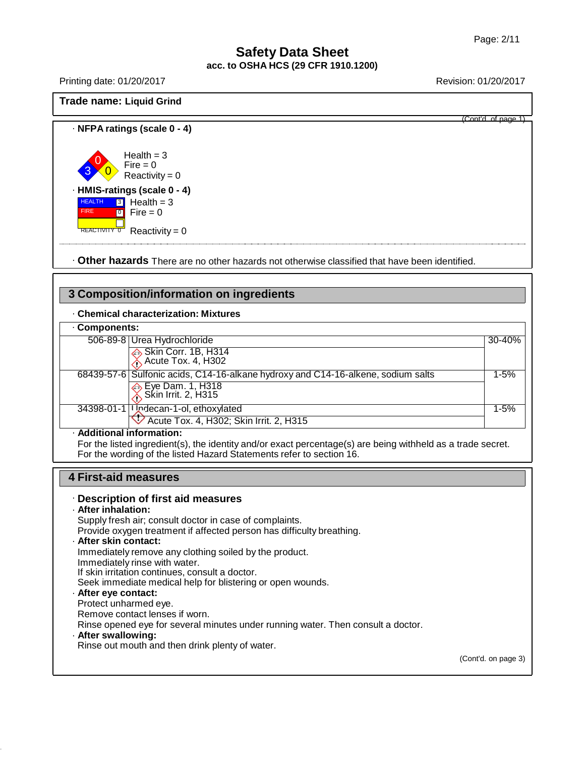Trade name: **Liquid Grind**

(Cont'd. of page 1)

· **NFPA ratings (scale 0 - 4)**

Health = 3
Fire = 0
Reactivity = 0

· **HMIS-ratings (scale 0 - 4)**

HEALTH 3 Health = 3
FIRE 0 Fire = 0
REACTIVITY 0 Reactivity = 0

· **Other hazards** There are no other hazards not otherwise classified that have been identified.

## 3 Composition/information on ingredients

· **Chemical characterization: Mixtures**

· **Components:**

| CAS | Component | % |
|---|---|---|
| 506-89-8 | Urea Hydrochloride<br>Skin Corr. 1B, H314<br>Acute Tox. 4, H302 | 30-40% |
| 68439-57-6 | Sulfonic acids, C14-16-alkane hydroxy and C14-16-alkene, sodium salts<br>Eye Dam. 1, H318<br>Skin Irrit. 2, H315 | 1-5% |
| 34398-01-1 | Undecan-1-ol, ethoxylated<br>Acute Tox. 4, H302; Skin Irrit. 2, H315 | 1-5% |

· **Additional information:**

For the listed ingredient(s), the identity and/or exact percentage(s) are being withheld as a trade secret.
For the wording of the listed Hazard Statements refer to section 16.

## 4 First-aid measures

· **Description of first aid measures**

· **After inhalation:**
Supply fresh air; consult doctor in case of complaints.
Provide oxygen treatment if affected person has difficulty breathing.

· **After skin contact:**
Immediately remove any clothing soiled by the product.
Immediately rinse with water.
If skin irritation continues, consult a doctor.
Seek immediate medical help for blistering or open wounds.

· **After eye contact:**
Protect unharmed eye.
Remove contact lenses if worn.
Rinse opened eye for several minutes under running water. Then consult a doctor.

· **After swallowing:**
Rinse out mouth and then drink plenty of water.

(Cont'd. on page 3)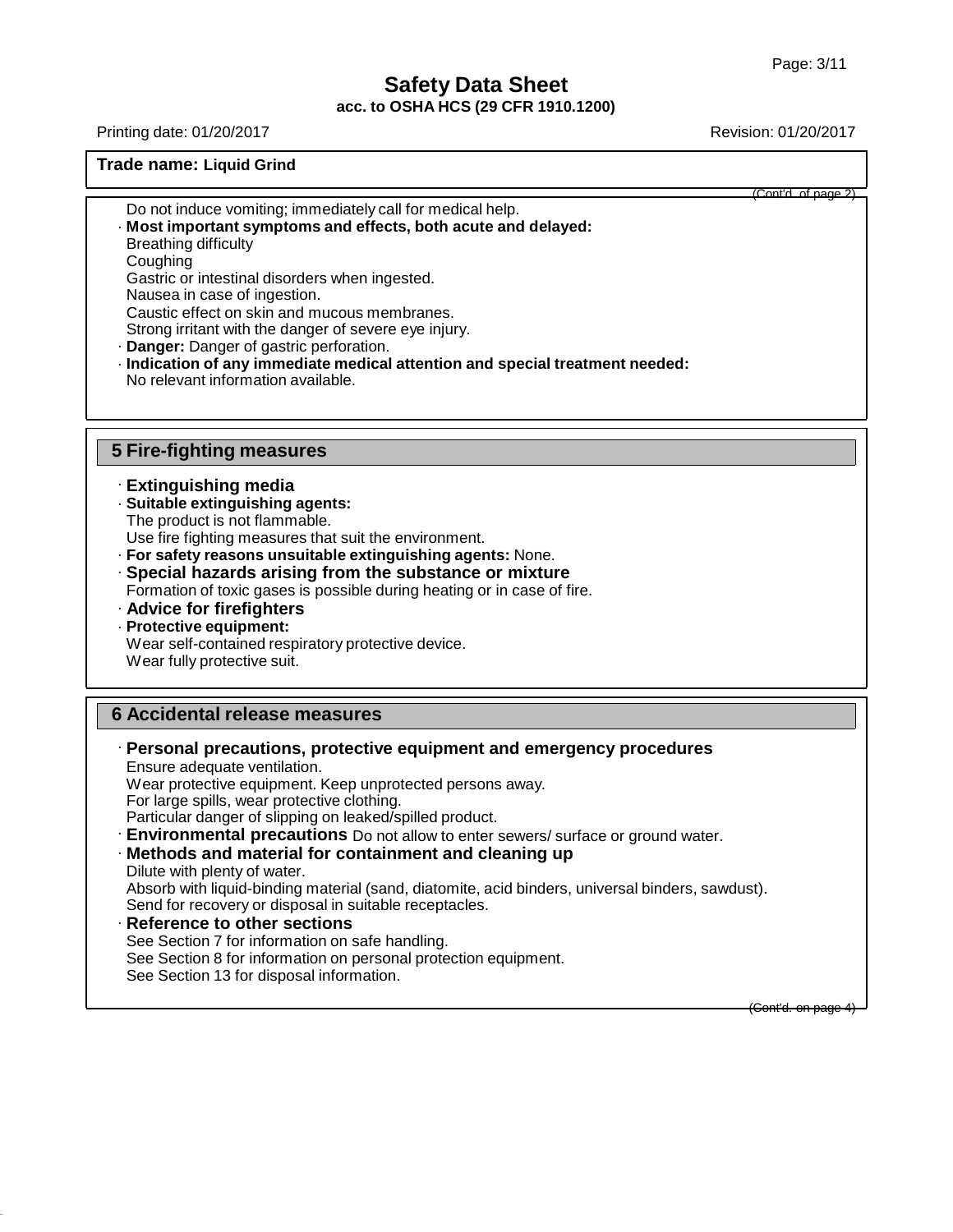Do not induce vomiting; immediately call for medical help.

· **Most important symptoms and effects, both acute and delayed:**
Breathing difficulty
Coughing
Gastric or intestinal disorders when ingested.
Nausea in case of ingestion.
Caustic effect on skin and mucous membranes.
Strong irritant with the danger of severe eye injury.

· **Danger:** Danger of gastric perforation.

· **Indication of any immediate medical attention and special treatment needed:**
No relevant information available.

## 5 Fire-fighting measures

· **Extinguishing media**

· **Suitable extinguishing agents:**
The product is not flammable.
Use fire fighting measures that suit the environment.

· **For safety reasons unsuitable extinguishing agents:** None.

· **Special hazards arising from the substance or mixture**
Formation of toxic gases is possible during heating or in case of fire.

· **Advice for firefighters**

· **Protective equipment:**
Wear self-contained respiratory protective device.
Wear fully protective suit.

## 6 Accidental release measures

· **Personal precautions, protective equipment and emergency procedures**
Ensure adequate ventilation.
Wear protective equipment. Keep unprotected persons away.
For large spills, wear protective clothing.
Particular danger of slipping on leaked/spilled product.

· **Environmental precautions** Do not allow to enter sewers/ surface or ground water.

· **Methods and material for containment and cleaning up**
Dilute with plenty of water.
Absorb with liquid-binding material (sand, diatomite, acid binders, universal binders, sawdust).
Send for recovery or disposal in suitable receptacles.

· **Reference to other sections**
See Section 7 for information on safe handling.
See Section 8 for information on personal protection equipment.
See Section 13 for disposal information.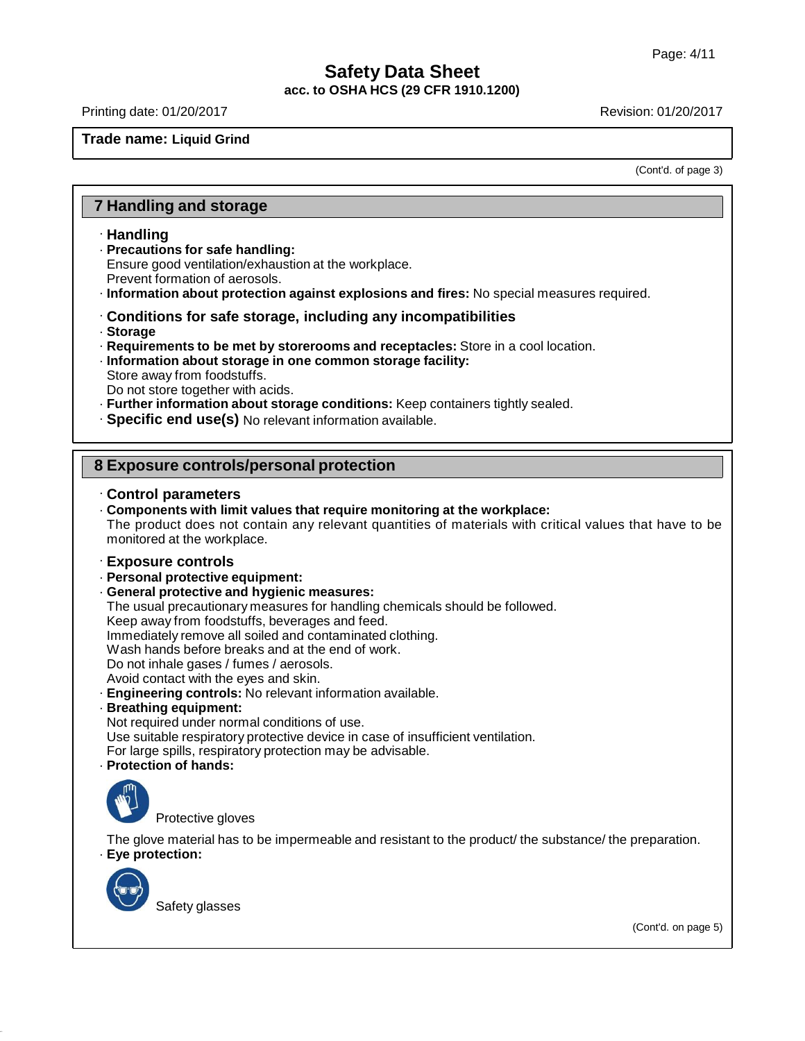**Trade name: Liquid Grind**

(Cont'd. of page 3)

## 7 Handling and storage

· **Handling**
· **Precautions for safe handling:**
Ensure good ventilation/exhaustion at the workplace.
Prevent formation of aerosols.
· **Information about protection against explosions and fires:** No special measures required.

· **Conditions for safe storage, including any incompatibilities**
· **Storage**
· **Requirements to be met by storerooms and receptacles:** Store in a cool location.
· **Information about storage in one common storage facility:**
Store away from foodstuffs.
Do not store together with acids.
· **Further information about storage conditions:** Keep containers tightly sealed.
· **Specific end use(s)** No relevant information available.

## 8 Exposure controls/personal protection

· **Control parameters**
· **Components with limit values that require monitoring at the workplace:**
The product does not contain any relevant quantities of materials with critical values that have to be monitored at the workplace.

· **Exposure controls**
· **Personal protective equipment:**
· **General protective and hygienic measures:**
The usual precautionary measures for handling chemicals should be followed.
Keep away from foodstuffs, beverages and feed.
Immediately remove all soiled and contaminated clothing.
Wash hands before breaks and at the end of work.
Do not inhale gases / fumes / aerosols.
Avoid contact with the eyes and skin.
· **Engineering controls:** No relevant information available.
· **Breathing equipment:**
Not required under normal conditions of use.
Use suitable respiratory protective device in case of insufficient ventilation.
For large spills, respiratory protection may be advisable.
· **Protection of hands:**

Protective gloves

The glove material has to be impermeable and resistant to the product/ the substance/ the preparation.
· **Eye protection:**

Safety glasses

(Cont'd. on page 5)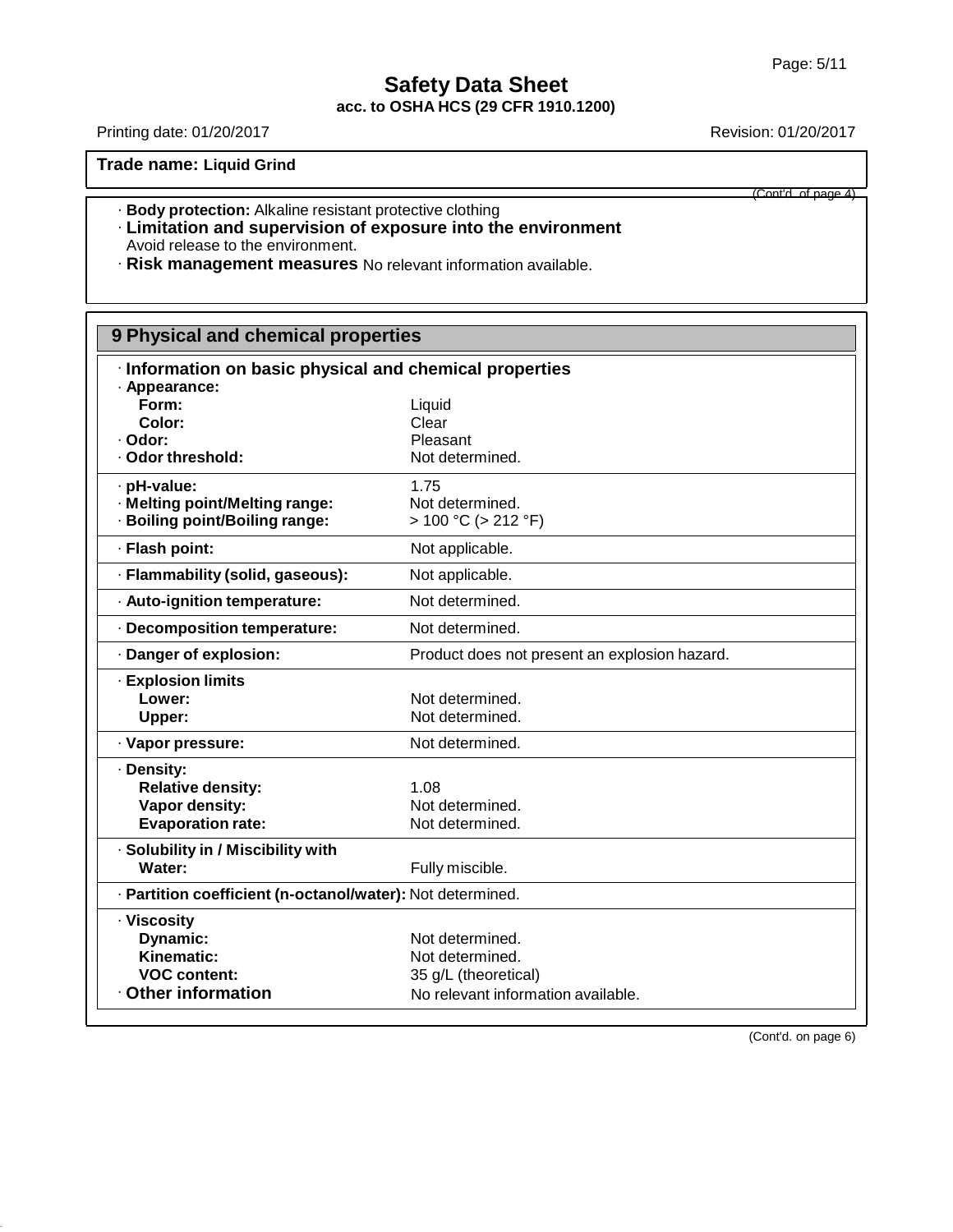**Trade name: Liquid Grind**

(Cont'd. of page 4)

· **Body protection:** Alkaline resistant protective clothing
· **Limitation and supervision of exposure into the environment**
Avoid release to the environment.
· **Risk management measures** No relevant information available.

## 9 Physical and chemical properties

· **Information on basic physical and chemical properties**

| | |
|---|---|
| · **Appearance:** | |
| **Form:** | Liquid |
| **Color:** | Clear |
| · **Odor:** | Pleasant |
| · **Odor threshold:** | Not determined. |
| · **pH-value:** | 1.75 |
| · **Melting point/Melting range:** | Not determined. |
| · **Boiling point/Boiling range:** | > 100 °C (> 212 °F) |
| · **Flash point:** | Not applicable. |
| · **Flammability (solid, gaseous):** | Not applicable. |
| · **Auto-ignition temperature:** | Not determined. |
| · **Decomposition temperature:** | Not determined. |
| · **Danger of explosion:** | Product does not present an explosion hazard. |
| · **Explosion limits** | |
| **Lower:** | Not determined. |
| **Upper:** | Not determined. |
| · **Vapor pressure:** | Not determined. |
| · **Density:** | |
| **Relative density:** | 1.08 |
| **Vapor density:** | Not determined. |
| **Evaporation rate:** | Not determined. |
| · **Solubility in / Miscibility with** | |
| **Water:** | Fully miscible. |
| · **Partition coefficient (n-octanol/water):** | Not determined. |
| · **Viscosity** | |
| **Dynamic:** | Not determined. |
| **Kinematic:** | Not determined. |
| **VOC content:** | 35 g/L (theoretical) |
| · **Other information** | No relevant information available. |

(Cont'd. on page 6)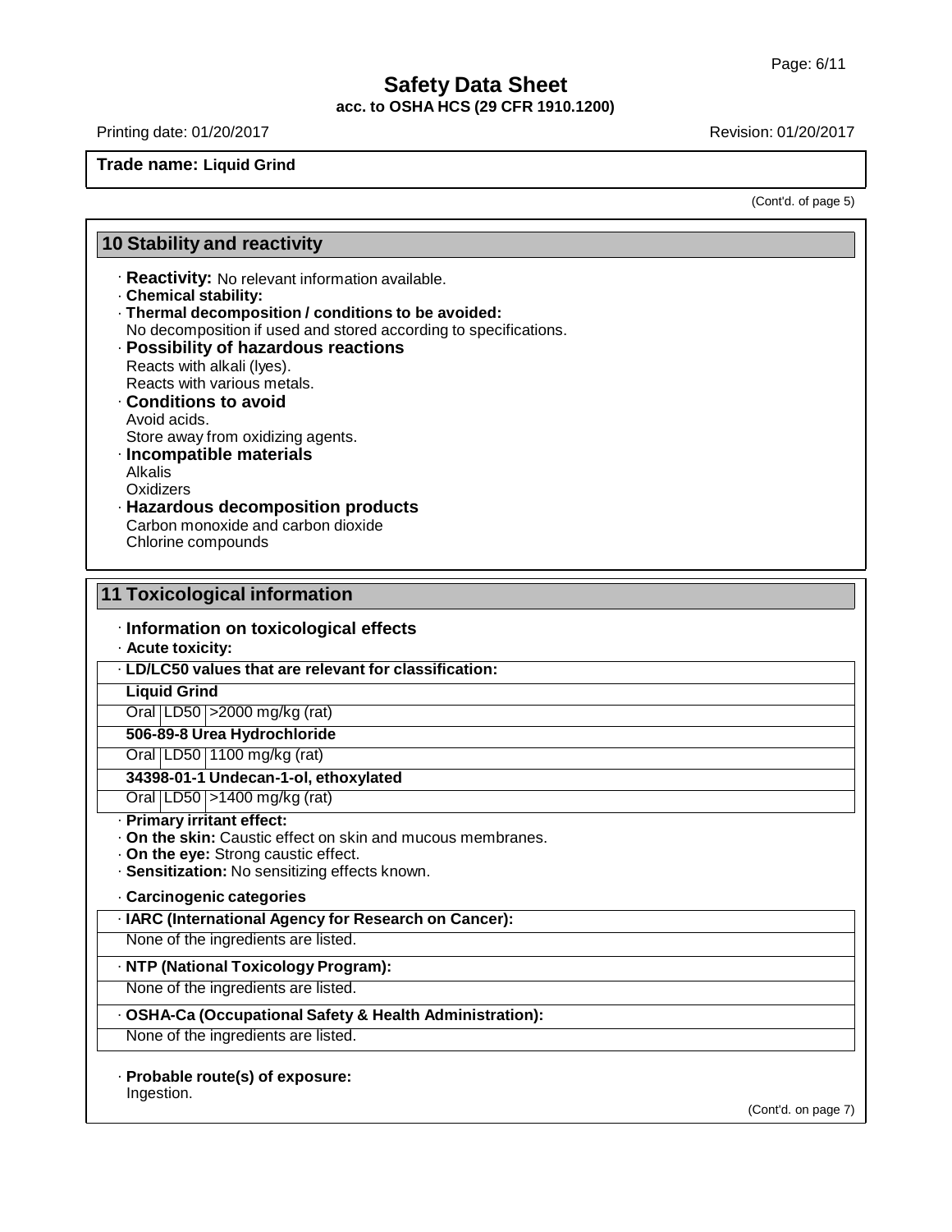Trade name: Liquid Grind

(Cont'd. of page 5)

## 10 Stability and reactivity

· **Reactivity:** No relevant information available.
· **Chemical stability:**
· **Thermal decomposition / conditions to be avoided:**
No decomposition if used and stored according to specifications.
· **Possibility of hazardous reactions**
Reacts with alkali (lyes).
Reacts with various metals.
· **Conditions to avoid**
Avoid acids.
Store away from oxidizing agents.
· **Incompatible materials**
Alkalis
Oxidizers
· **Hazardous decomposition products**
Carbon monoxide and carbon dioxide
Chlorine compounds

## 11 Toxicological information

· **Information on toxicological effects**
· **Acute toxicity:**

| · LD/LC50 values that are relevant for classification: | | |
|---|---|---|
| **Liquid Grind** | | |
| Oral | LD50 | >2000 mg/kg (rat) |
| **506-89-8 Urea Hydrochloride** | | |
| Oral | LD50 | 1100 mg/kg (rat) |
| **34398-01-1 Undecan-1-ol, ethoxylated** | | |
| Oral | LD50 | >1400 mg/kg (rat) |

· **Primary irritant effect:**
· **On the skin:** Caustic effect on skin and mucous membranes.
· **On the eye:** Strong caustic effect.
· **Sensitization:** No sensitizing effects known.

· **Carcinogenic categories**

| · IARC (International Agency for Research on Cancer): |
|---|
| None of the ingredients are listed. |
| **· NTP (National Toxicology Program):** |
| None of the ingredients are listed. |
| **· OSHA-Ca (Occupational Safety & Health Administration):** |
| None of the ingredients are listed. |

· **Probable route(s) of exposure:**
Ingestion.

(Cont'd. on page 7)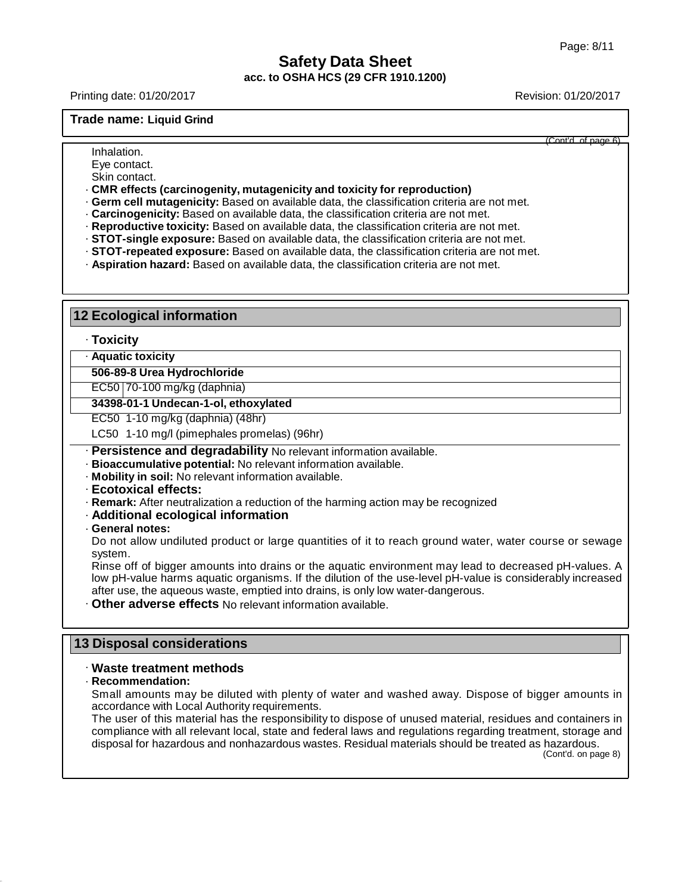(Cont'd. of page 6)

Inhalation.
Eye contact.
Skin contact.

· **CMR effects (carcinogenity, mutagenicity and toxicity for reproduction)**
· **Germ cell mutagenicity:** Based on available data, the classification criteria are not met.
· **Carcinogenicity:** Based on available data, the classification criteria are not met.
· **Reproductive toxicity:** Based on available data, the classification criteria are not met.
· **STOT-single exposure:** Based on available data, the classification criteria are not met.
· **STOT-repeated exposure:** Based on available data, the classification criteria are not met.
· **Aspiration hazard:** Based on available data, the classification criteria are not met.

## 12 Ecological information

· **Toxicity**

| · **Aquatic toxicity** | |
|---|---|
| **506-89-8 Urea Hydrochloride** | |
| EC50 | 70-100 mg/kg (daphnia) |
| **34398-01-1 Undecan-1-ol, ethoxylated** | |
| EC50 | 1-10 mg/kg (daphnia) (48hr) |
| LC50 | 1-10 mg/l (pimephales promelas) (96hr) |

· **Persistence and degradability** No relevant information available.
· **Bioaccumulative potential:** No relevant information available.
· **Mobility in soil:** No relevant information available.
· **Ecotoxical effects:**
· **Remark:** After neutralization a reduction of the harming action may be recognized
· **Additional ecological information**
· **General notes:**
Do not allow undiluted product or large quantities of it to reach ground water, water course or sewage system.
Rinse off of bigger amounts into drains or the aquatic environment may lead to decreased pH-values. A low pH-value harms aquatic organisms. If the dilution of the use-level pH-value is considerably increased after use, the aqueous waste, emptied into drains, is only low water-dangerous.
· **Other adverse effects** No relevant information available.

## 13 Disposal considerations

· **Waste treatment methods**
· **Recommendation:**
Small amounts may be diluted with plenty of water and washed away. Dispose of bigger amounts in accordance with Local Authority requirements.
The user of this material has the responsibility to dispose of unused material, residues and containers in compliance with all relevant local, state and federal laws and regulations regarding treatment, storage and disposal for hazardous and nonhazardous wastes. Residual materials should be treated as hazardous.

(Cont'd. on page 8)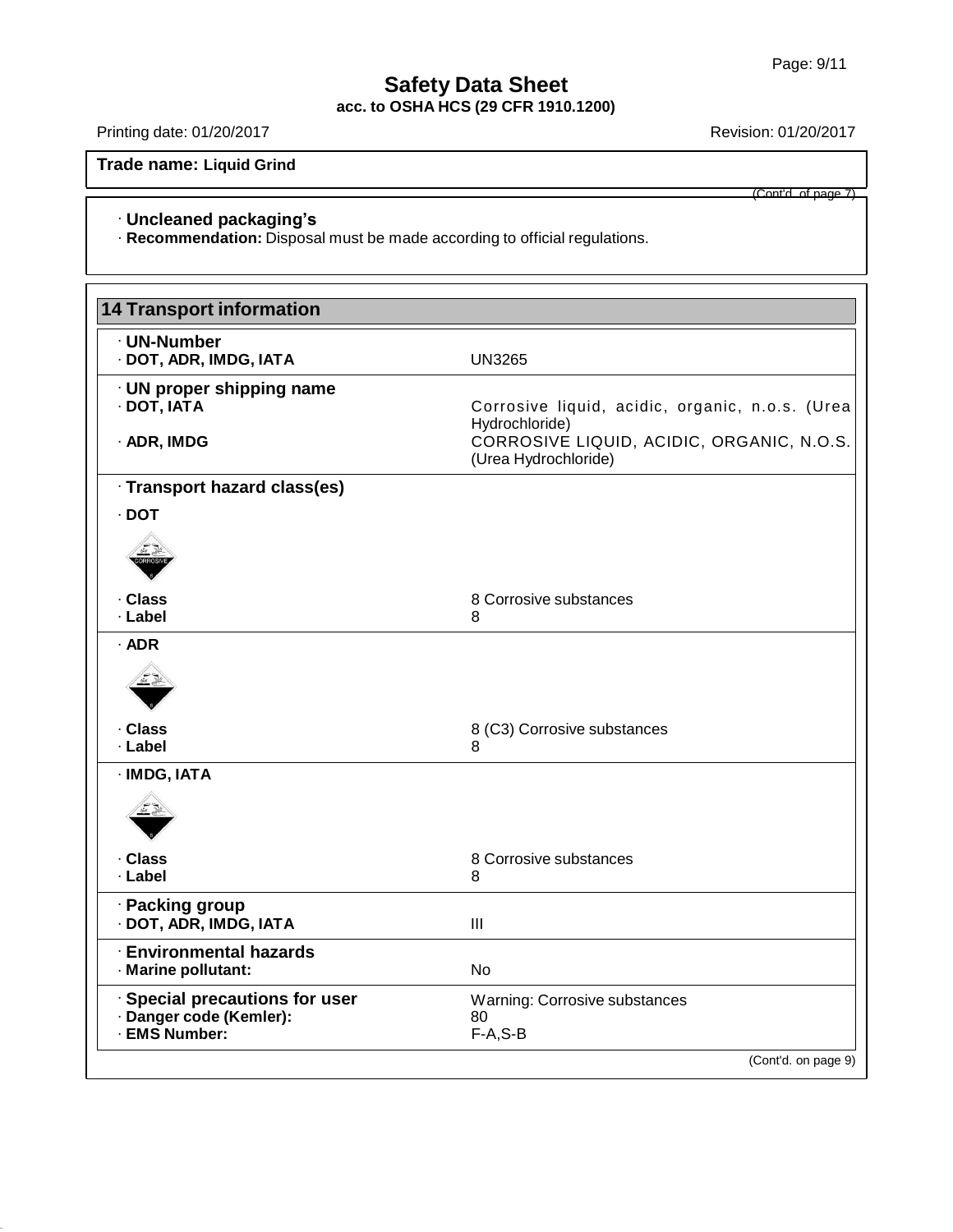**Trade name: Liquid Grind**

(Cont'd. of page 7)

· **Uncleaned packaging's**
· **Recommendation:** Disposal must be made according to official regulations.

## 14 Transport information

| | |
|---|---|
| · **UN-Number** | |
| · **DOT, ADR, IMDG, IATA** | UN3265 |
| · **UN proper shipping name** | |
| · **DOT, IATA** | Corrosive liquid, acidic, organic, n.o.s. (Urea Hydrochloride) |
| · **ADR, IMDG** | CORROSIVE LIQUID, ACIDIC, ORGANIC, N.O.S. (Urea Hydrochloride) |
| · **Transport hazard class(es)** | |
| · **DOT** | |
| · **Class** | 8 Corrosive substances |
| · **Label** | 8 |
| · **ADR** | |
| · **Class** | 8 (C3) Corrosive substances |
| · **Label** | 8 |
| · **IMDG, IATA** | |
| · **Class** | 8 Corrosive substances |
| · **Label** | 8 |
| · **Packing group** | |
| · **DOT, ADR, IMDG, IATA** | III |
| · **Environmental hazards** | |
| · **Marine pollutant:** | No |
| · **Special precautions for user** | Warning: Corrosive substances |
| · **Danger code (Kemler):** | 80 |
| · **EMS Number:** | F-A,S-B |

(Cont'd. on page 9)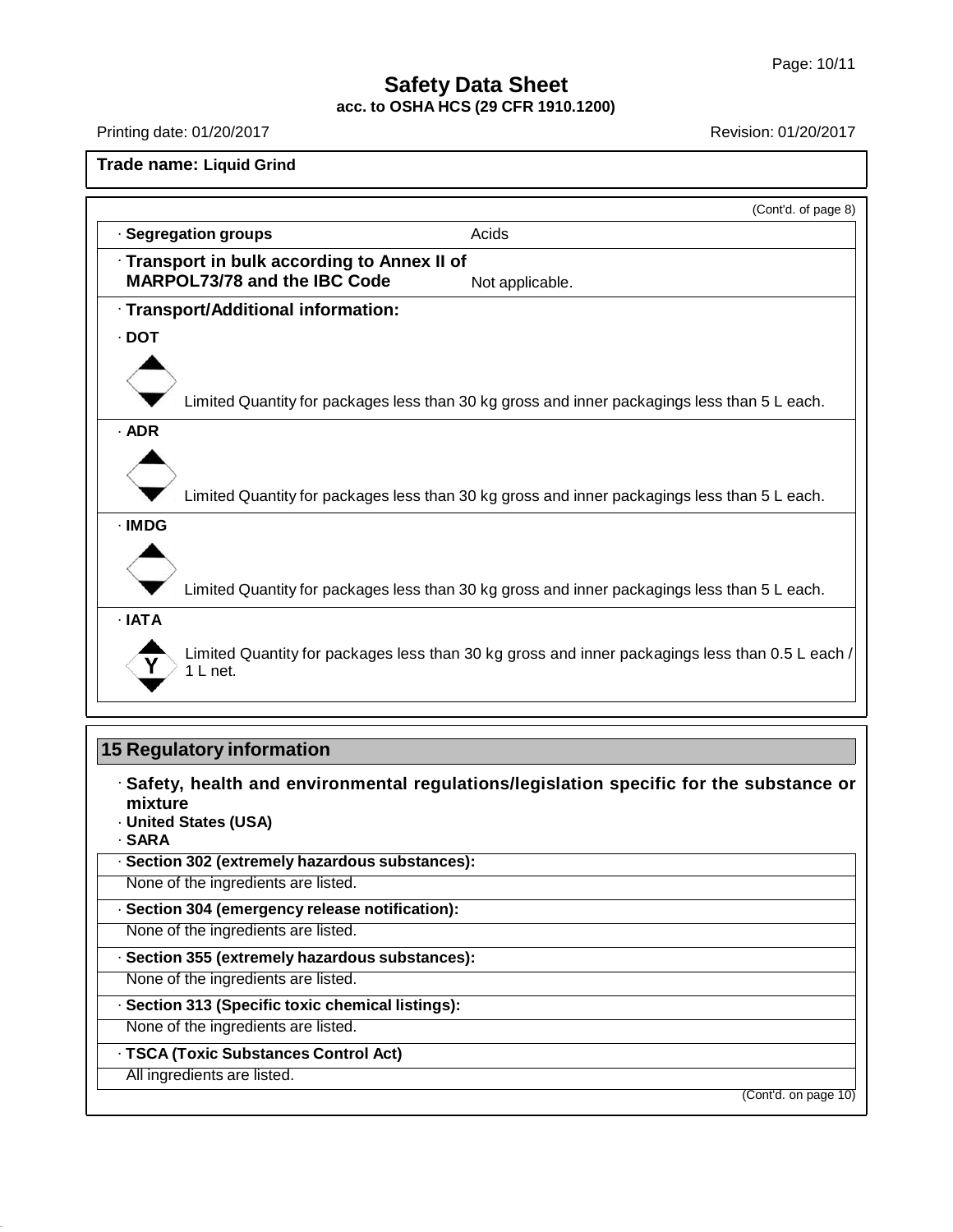# Safety Data Sheet

**acc. to OSHA HCS (29 CFR 1910.1200)**

Printing date: 01/20/2017 Revision: 01/20/2017

**Trade name: Liquid Grind**

(Cont'd. of page 8)

| · **Segregation groups** | Acids |
|---|---|
| · **Transport in bulk according to Annex II of MARPOL73/78 and the IBC Code** | Not applicable. |

· **Transport/Additional information:**

· **DOT**

Limited Quantity for packages less than 30 kg gross and inner packagings less than 5 L each.

· **ADR**

Limited Quantity for packages less than 30 kg gross and inner packagings less than 5 L each.

· **IMDG**

Limited Quantity for packages less than 30 kg gross and inner packagings less than 5 L each.

· **IATA**

Y

Limited Quantity for packages less than 30 kg gross and inner packagings less than 0.5 L each / 1 L net.

## 15 Regulatory information

· **Safety, health and environmental regulations/legislation specific for the substance or mixture**

· **United States (USA)**

· **SARA**

· **Section 302 (extremely hazardous substances):**

None of the ingredients are listed.

· **Section 304 (emergency release notification):**

None of the ingredients are listed.

· **Section 355 (extremely hazardous substances):**

None of the ingredients are listed.

· **Section 313 (Specific toxic chemical listings):**

None of the ingredients are listed.

· **TSCA (Toxic Substances Control Act)**

All ingredients are listed.

(Cont'd. on page 10)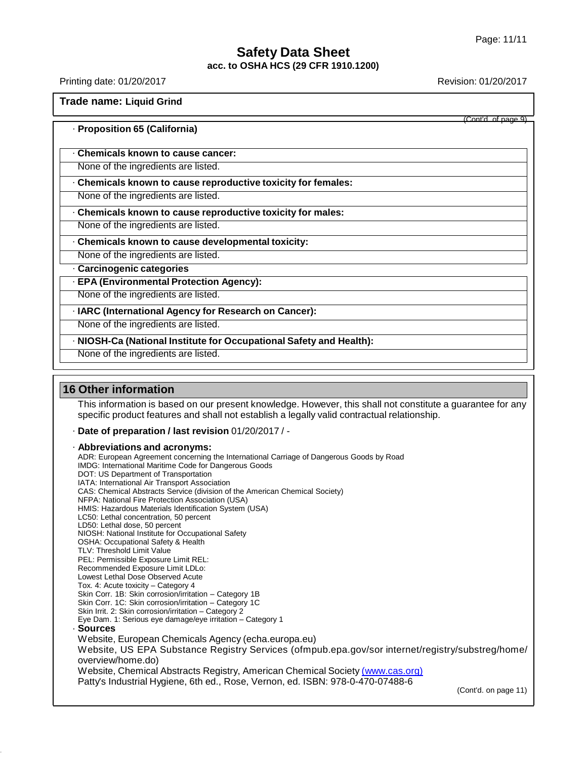**Trade name: Liquid Grind**

(Cont'd. of page 9)

· **Proposition 65 (California)**

· **Chemicals known to cause cancer:**

None of the ingredients are listed.

· **Chemicals known to cause reproductive toxicity for females:**

None of the ingredients are listed.

· **Chemicals known to cause reproductive toxicity for males:**

None of the ingredients are listed.

· **Chemicals known to cause developmental toxicity:**

None of the ingredients are listed.

· **Carcinogenic categories**

· **EPA (Environmental Protection Agency):**

None of the ingredients are listed.

· **IARC (International Agency for Research on Cancer):**

None of the ingredients are listed.

· **NIOSH-Ca (National Institute for Occupational Safety and Health):**

None of the ingredients are listed.

## 16 Other information

This information is based on our present knowledge. However, this shall not constitute a guarantee for any specific product features and shall not establish a legally valid contractual relationship.

· **Date of preparation / last revision** 01/20/2017 / -

· **Abbreviations and acronyms:**

ADR: European Agreement concerning the International Carriage of Dangerous Goods by Road
IMDG: International Maritime Code for Dangerous Goods
DOT: US Department of Transportation
IATA: International Air Transport Association
CAS: Chemical Abstracts Service (division of the American Chemical Society)
NFPA: National Fire Protection Association (USA)
HMIS: Hazardous Materials Identification System (USA)
LC50: Lethal concentration, 50 percent
LD50: Lethal dose, 50 percent
NIOSH: National Institute for Occupational Safety
OSHA: Occupational Safety & Health
TLV: Threshold Limit Value
PEL: Permissible Exposure Limit REL:
Recommended Exposure Limit LDLo:
Lowest Lethal Dose Observed Acute
Tox. 4: Acute toxicity – Category 4
Skin Corr. 1B: Skin corrosion/irritation – Category 1B
Skin Corr. 1C: Skin corrosion/irritation – Category 1C
Skin Irrit. 2: Skin corrosion/irritation – Category 2
Eye Dam. 1: Serious eye damage/eye irritation – Category 1

· **Sources**

Website, European Chemicals Agency (echa.europa.eu)
Website, US EPA Substance Registry Services (ofmpub.epa.gov/sor internet/registry/substreg/home/overview/home.do)
Website, Chemical Abstracts Registry, American Chemical Society (www.cas.org)
Patty's Industrial Hygiene, 6th ed., Rose, Vernon, ed. ISBN: 978-0-470-07488-6

(Cont'd. on page 11)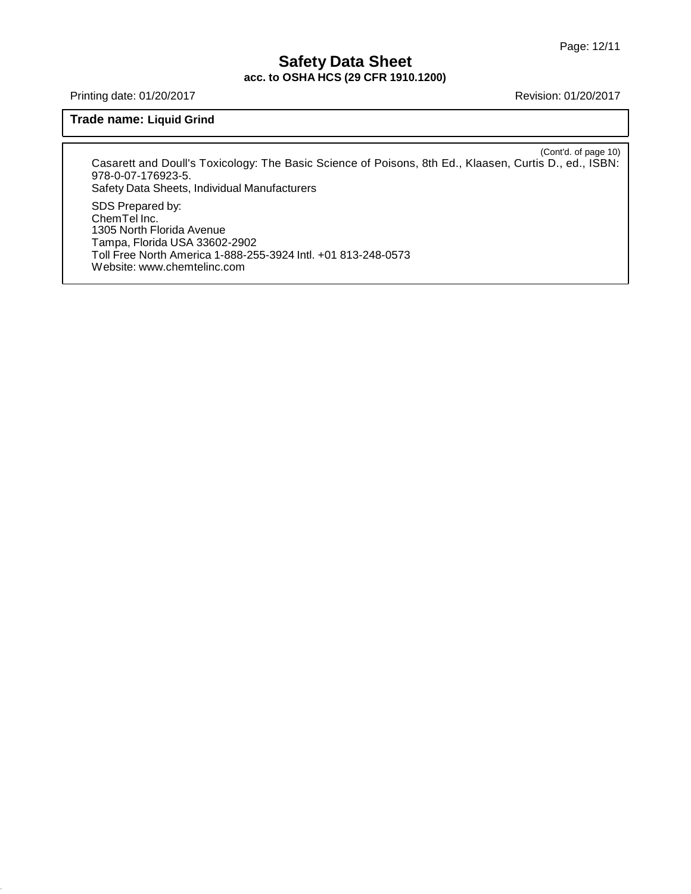**Trade name: Liquid Grind**

(Cont'd. of page 10)

Casarett and Doull's Toxicology: The Basic Science of Poisons, 8th Ed., Klaasen, Curtis D., ed., ISBN: 978-0-07-176923-5.
Safety Data Sheets, Individual Manufacturers

SDS Prepared by:
ChemTel Inc.
1305 North Florida Avenue
Tampa, Florida USA 33602-2902
Toll Free North America 1-888-255-3924 Intl. +01 813-248-0573
Website: www.chemtelinc.com